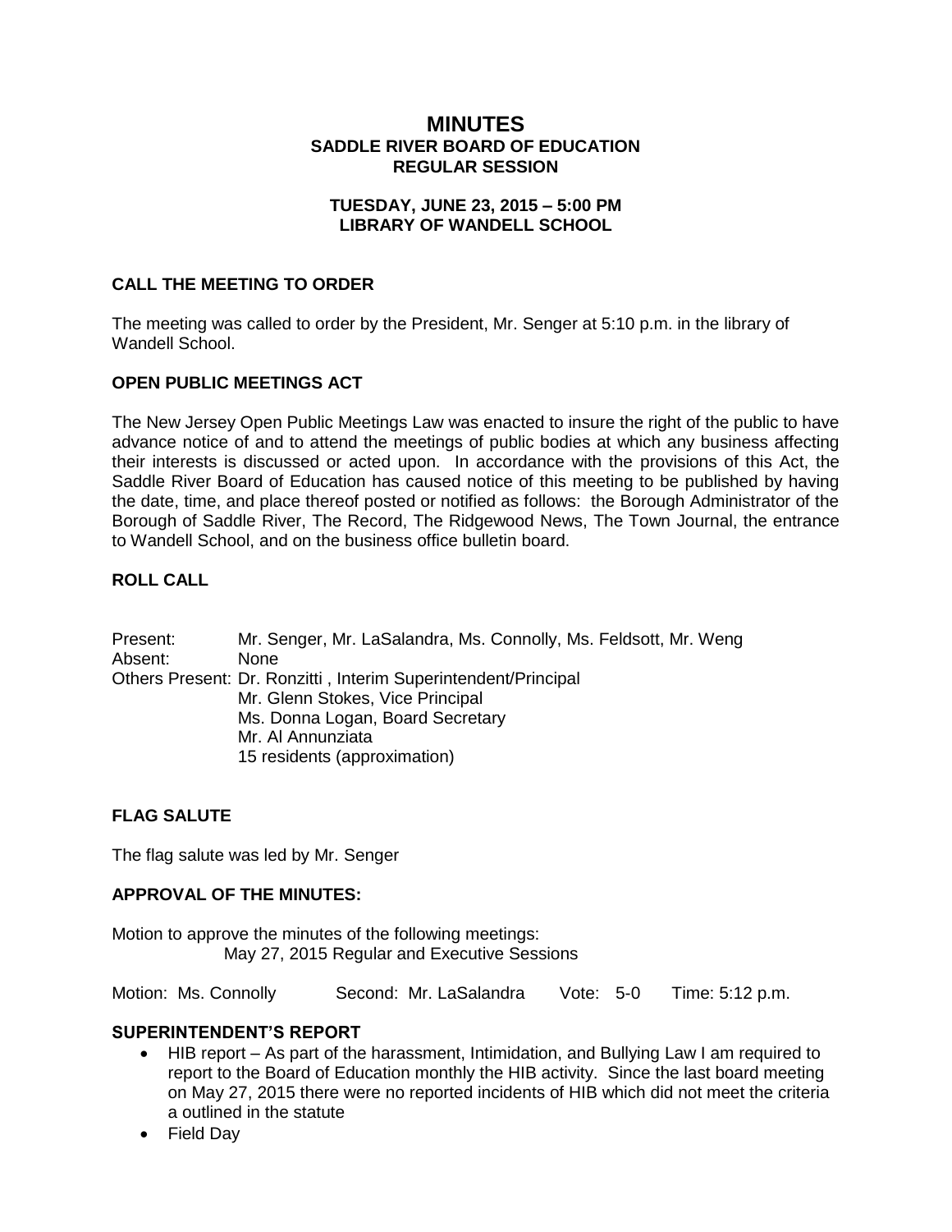# MINUTES
## SADDLE RIVER BOARD OF EDUCATION
## REGULAR SESSION

**TUESDAY, JUNE 23, 2015 – 5:00 PM**
**LIBRARY OF WANDELL SCHOOL**

### CALL THE MEETING TO ORDER

The meeting was called to order by the President, Mr. Senger at 5:10 p.m. in the library of Wandell School.

### OPEN PUBLIC MEETINGS ACT

The New Jersey Open Public Meetings Law was enacted to insure the right of the public to have advance notice of and to attend the meetings of public bodies at which any business affecting their interests is discussed or acted upon. In accordance with the provisions of this Act, the Saddle River Board of Education has caused notice of this meeting to be published by having the date, time, and place thereof posted or notified as follows: the Borough Administrator of the Borough of Saddle River, The Record, The Ridgewood News, The Town Journal, the entrance to Wandell School, and on the business office bulletin board.

### ROLL CALL

Present: Mr. Senger, Mr. LaSalandra, Ms. Connolly, Ms. Feldsott, Mr. Weng
Absent: None
Others Present: Dr. Ronzitti , Interim Superintendent/Principal
Mr. Glenn Stokes, Vice Principal
Ms. Donna Logan, Board Secretary
Mr. Al Annunziata
15 residents (approximation)

### FLAG SALUTE

The flag salute was led by Mr. Senger

### APPROVAL OF THE MINUTES:

Motion to approve the minutes of the following meetings:
May 27, 2015 Regular and Executive Sessions

Motion: Ms. Connolly Second: Mr. LaSalandra Vote: 5-0 Time: 5:12 p.m.

### SUPERINTENDENT'S REPORT

- HIB report – As part of the harassment, Intimidation, and Bullying Law I am required to report to the Board of Education monthly the HIB activity. Since the last board meeting on May 27, 2015 there were no reported incidents of HIB which did not meet the criteria a outlined in the statute
- Field Day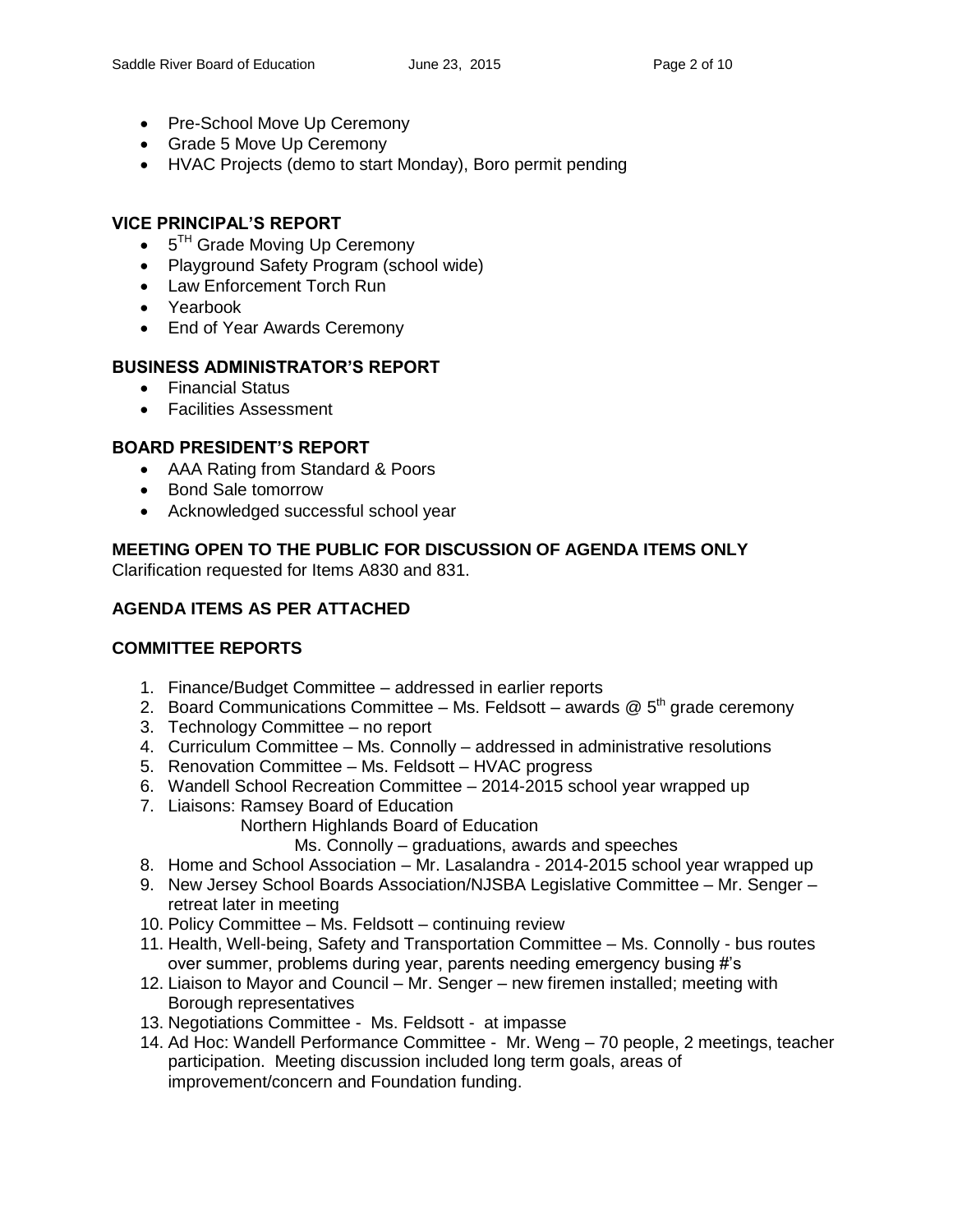- Pre-School Move Up Ceremony
- Grade 5 Move Up Ceremony
- HVAC Projects (demo to start Monday), Boro permit pending

**VICE PRINCIPAL'S REPORT**

- 5TH Grade Moving Up Ceremony
- Playground Safety Program (school wide)
- Law Enforcement Torch Run
- Yearbook
- End of Year Awards Ceremony

**BUSINESS ADMINISTRATOR'S REPORT**

- Financial Status
- Facilities Assessment

**BOARD PRESIDENT'S REPORT**

- AAA Rating from Standard & Poors
- Bond Sale tomorrow
- Acknowledged successful school year

**MEETING OPEN TO THE PUBLIC FOR DISCUSSION OF AGENDA ITEMS ONLY**

Clarification requested for Items A830 and 831.

**AGENDA ITEMS AS PER ATTACHED**

**COMMITTEE REPORTS**

1. Finance/Budget Committee – addressed in earlier reports
2. Board Communications Committee – Ms. Feldsott – awards @ 5th grade ceremony
3. Technology Committee – no report
4. Curriculum Committee – Ms. Connolly – addressed in administrative resolutions
5. Renovation Committee – Ms. Feldsott – HVAC progress
6. Wandell School Recreation Committee – 2014-2015 school year wrapped up
7. Liaisons: Ramsey Board of Education
   Northern Highlands Board of Education
   Ms. Connolly – graduations, awards and speeches
8. Home and School Association – Mr. Lasalandra - 2014-2015 school year wrapped up
9. New Jersey School Boards Association/NJSBA Legislative Committee – Mr. Senger – retreat later in meeting
10. Policy Committee – Ms. Feldsott – continuing review
11. Health, Well-being, Safety and Transportation Committee – Ms. Connolly - bus routes over summer, problems during year, parents needing emergency busing #'s
12. Liaison to Mayor and Council – Mr. Senger – new firemen installed; meeting with Borough representatives
13. Negotiations Committee - Ms. Feldsott - at impasse
14. Ad Hoc: Wandell Performance Committee - Mr. Weng – 70 people, 2 meetings, teacher participation. Meeting discussion included long term goals, areas of improvement/concern and Foundation funding.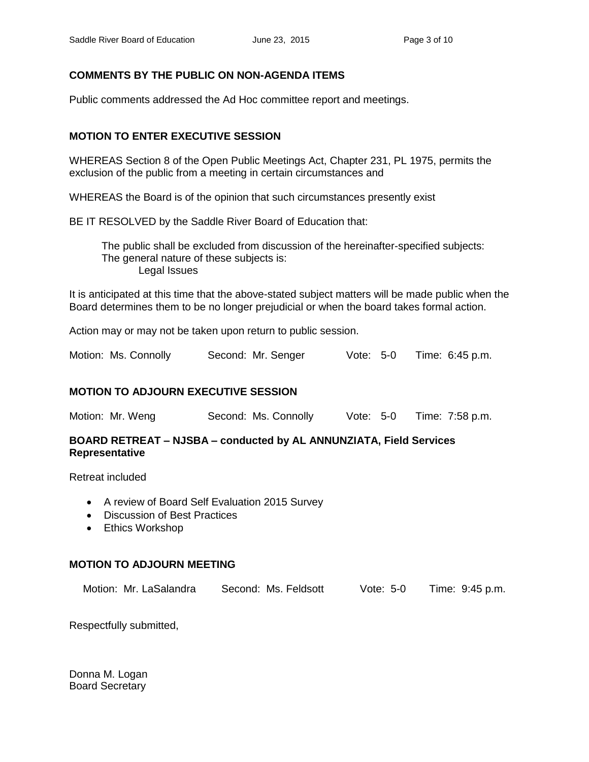**COMMENTS BY THE PUBLIC ON NON-AGENDA ITEMS**

Public comments addressed the Ad Hoc committee report and meetings.

**MOTION TO ENTER EXECUTIVE SESSION**

WHEREAS Section 8 of the Open Public Meetings Act, Chapter 231, PL 1975, permits the exclusion of the public from a meeting in certain circumstances and

WHEREAS the Board is of the opinion that such circumstances presently exist

BE IT RESOLVED by the Saddle River Board of Education that:

> The public shall be excluded from discussion of the hereinafter-specified subjects:
> The general nature of these subjects is:
> Legal Issues

It is anticipated at this time that the above-stated subject matters will be made public when the Board determines them to be no longer prejudicial or when the board takes formal action.

Action may or may not be taken upon return to public session.

Motion: Ms. Connolly Second: Mr. Senger Vote: 5-0 Time: 6:45 p.m.

**MOTION TO ADJOURN EXECUTIVE SESSION**

Motion: Mr. Weng Second: Ms. Connolly Vote: 5-0 Time: 7:58 p.m.

**BOARD RETREAT – NJSBA – conducted by AL ANNUNZIATA, Field Services Representative**

Retreat included

- A review of Board Self Evaluation 2015 Survey
- Discussion of Best Practices
- Ethics Workshop

**MOTION TO ADJOURN MEETING**

Motion: Mr. LaSalandra Second: Ms. Feldsott Vote: 5-0 Time: 9:45 p.m.

Respectfully submitted,

Donna M. Logan
Board Secretary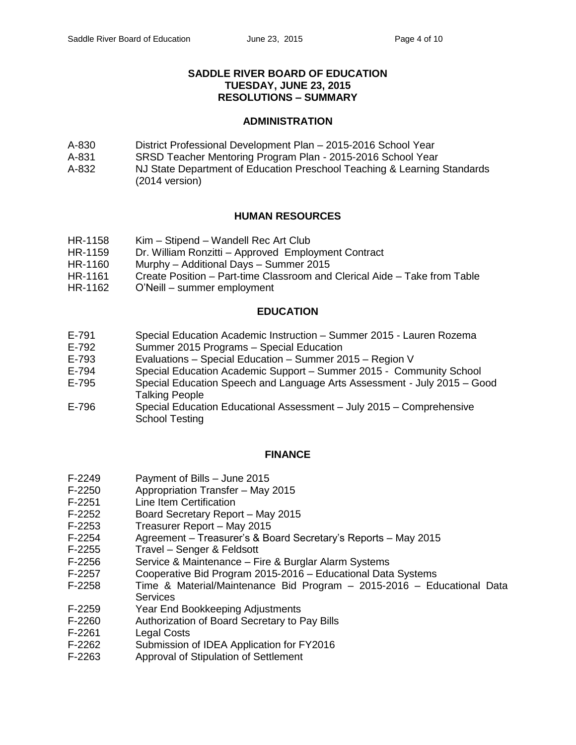## SADDLE RIVER BOARD OF EDUCATION
## TUESDAY, JUNE 23, 2015
## RESOLUTIONS – SUMMARY

### ADMINISTRATION

| | |
|---|---|
| A-830 | District Professional Development Plan – 2015-2016 School Year |
| A-831 | SRSD Teacher Mentoring Program Plan - 2015-2016 School Year |
| A-832 | NJ State Department of Education Preschool Teaching & Learning Standards (2014 version) |

### HUMAN RESOURCES

| | |
|---|---|
| HR-1158 | Kim – Stipend – Wandell Rec Art Club |
| HR-1159 | Dr. William Ronzitti – Approved Employment Contract |
| HR-1160 | Murphy – Additional Days – Summer 2015 |
| HR-1161 | Create Position – Part-time Classroom and Clerical Aide – Take from Table |
| HR-1162 | O'Neill – summer employment |

### EDUCATION

| | |
|---|---|
| E-791 | Special Education Academic Instruction – Summer 2015 - Lauren Rozema |
| E-792 | Summer 2015 Programs – Special Education |
| E-793 | Evaluations – Special Education – Summer 2015 – Region V |
| E-794 | Special Education Academic Support – Summer 2015 - Community School |
| E-795 | Special Education Speech and Language Arts Assessment - July 2015 – Good Talking People |
| E-796 | Special Education Educational Assessment – July 2015 – Comprehensive School Testing |

### FINANCE

| | |
|---|---|
| F-2249 | Payment of Bills – June 2015 |
| F-2250 | Appropriation Transfer – May 2015 |
| F-2251 | Line Item Certification |
| F-2252 | Board Secretary Report – May 2015 |
| F-2253 | Treasurer Report – May 2015 |
| F-2254 | Agreement – Treasurer's & Board Secretary's Reports – May 2015 |
| F-2255 | Travel – Senger & Feldsott |
| F-2256 | Service & Maintenance – Fire & Burglar Alarm Systems |
| F-2257 | Cooperative Bid Program 2015-2016 – Educational Data Systems |
| F-2258 | Time & Material/Maintenance Bid Program – 2015-2016 – Educational Data Services |
| F-2259 | Year End Bookkeeping Adjustments |
| F-2260 | Authorization of Board Secretary to Pay Bills |
| F-2261 | Legal Costs |
| F-2262 | Submission of IDEA Application for FY2016 |
| F-2263 | Approval of Stipulation of Settlement |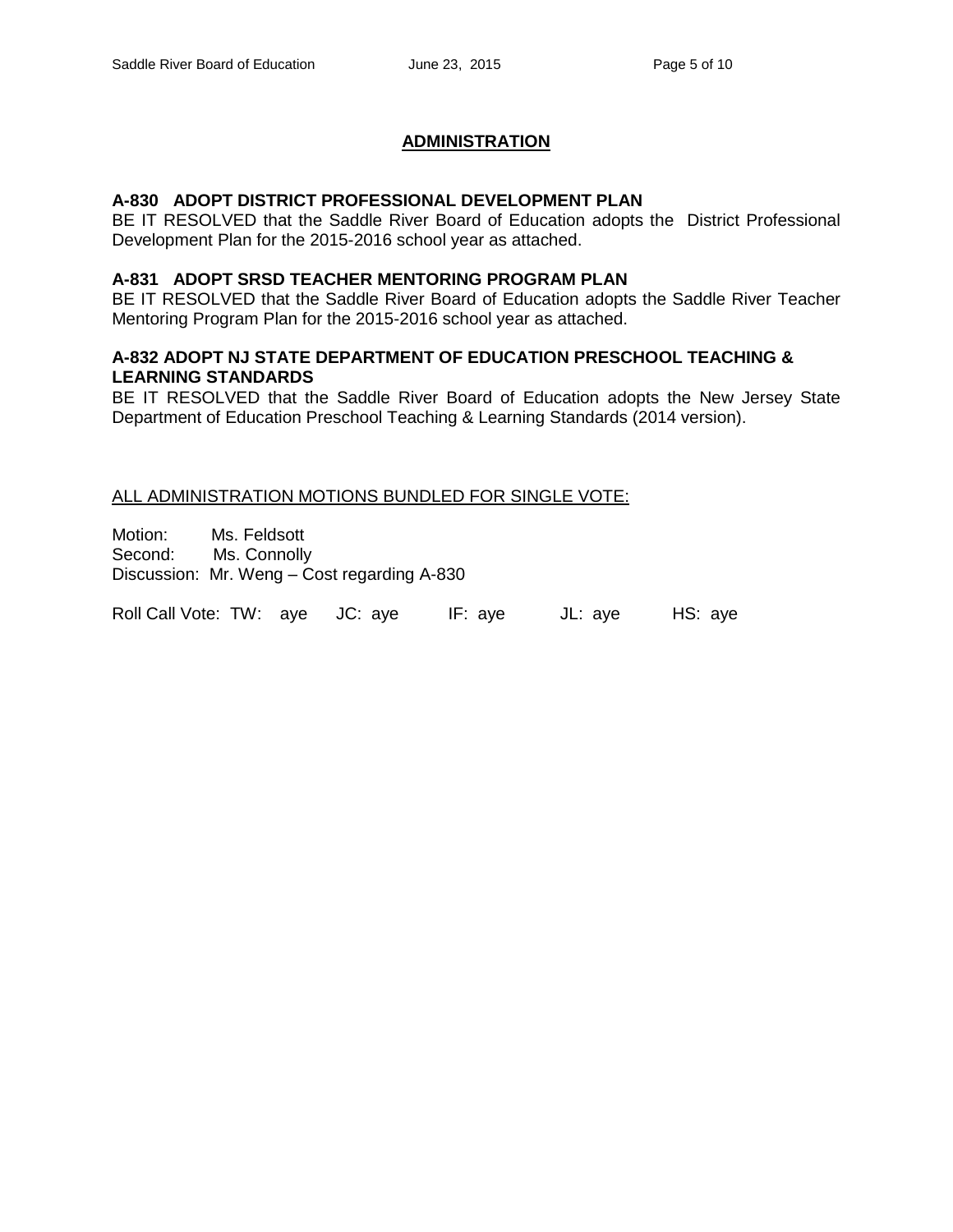## ADMINISTRATION

**A-830 ADOPT DISTRICT PROFESSIONAL DEVELOPMENT PLAN**
BE IT RESOLVED that the Saddle River Board of Education adopts the District Professional Development Plan for the 2015-2016 school year as attached.

**A-831 ADOPT SRSD TEACHER MENTORING PROGRAM PLAN**
BE IT RESOLVED that the Saddle River Board of Education adopts the Saddle River Teacher Mentoring Program Plan for the 2015-2016 school year as attached.

**A-832 ADOPT NJ STATE DEPARTMENT OF EDUCATION PRESCHOOL TEACHING & LEARNING STANDARDS**
BE IT RESOLVED that the Saddle River Board of Education adopts the New Jersey State Department of Education Preschool Teaching & Learning Standards (2014 version).

ALL ADMINISTRATION MOTIONS BUNDLED FOR SINGLE VOTE:

Motion: Ms. Feldsott
Second: Ms. Connolly
Discussion: Mr. Weng – Cost regarding A-830

Roll Call Vote: TW: aye JC: aye IF: aye JL: aye HS: aye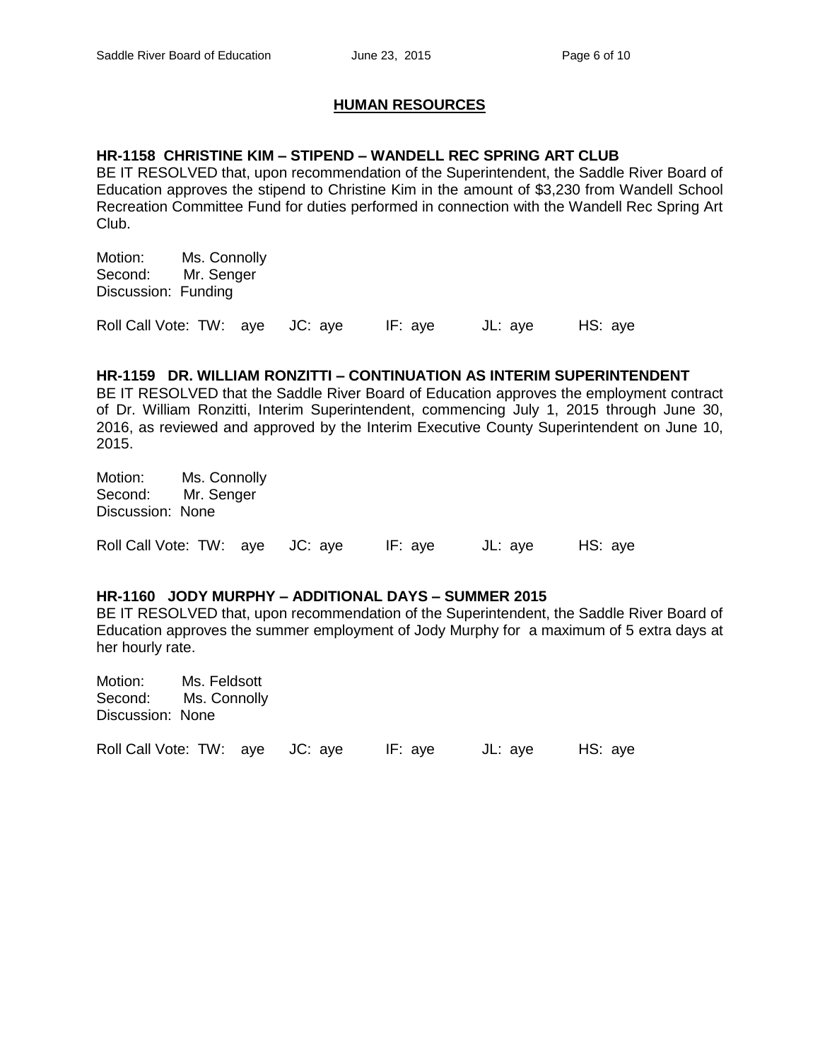## HUMAN RESOURCES

### HR-1158 CHRISTINE KIM – STIPEND – WANDELL REC SPRING ART CLUB

BE IT RESOLVED that, upon recommendation of the Superintendent, the Saddle River Board of Education approves the stipend to Christine Kim in the amount of $3,230 from Wandell School Recreation Committee Fund for duties performed in connection with the Wandell Rec Spring Art Club.

Motion: Ms. Connolly
Second: Mr. Senger
Discussion: Funding

Roll Call Vote: TW: aye JC: aye IF: aye JL: aye HS: aye

### HR-1159 DR. WILLIAM RONZITTI – CONTINUATION AS INTERIM SUPERINTENDENT

BE IT RESOLVED that the Saddle River Board of Education approves the employment contract of Dr. William Ronzitti, Interim Superintendent, commencing July 1, 2015 through June 30, 2016, as reviewed and approved by the Interim Executive County Superintendent on June 10, 2015.

Motion: Ms. Connolly
Second: Mr. Senger
Discussion: None

Roll Call Vote: TW: aye JC: aye IF: aye JL: aye HS: aye

### HR-1160 JODY MURPHY – ADDITIONAL DAYS – SUMMER 2015

BE IT RESOLVED that, upon recommendation of the Superintendent, the Saddle River Board of Education approves the summer employment of Jody Murphy for a maximum of 5 extra days at her hourly rate.

Motion: Ms. Feldsott
Second: Ms. Connolly
Discussion: None

Roll Call Vote: TW: aye JC: aye IF: aye JL: aye HS: aye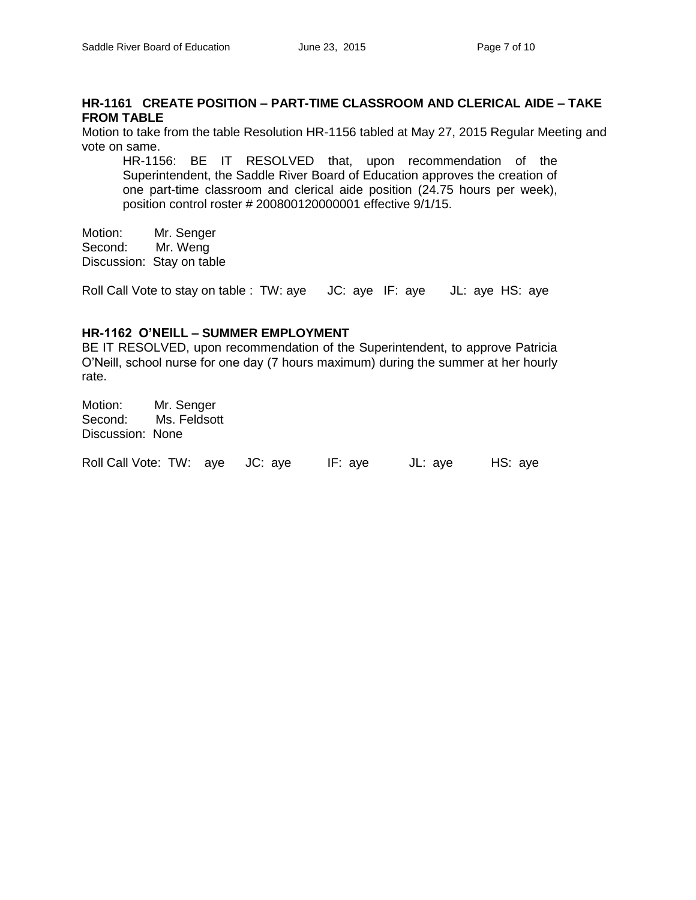**HR-1161 CREATE POSITION – PART-TIME CLASSROOM AND CLERICAL AIDE – TAKE FROM TABLE**

Motion to take from the table Resolution HR-1156 tabled at May 27, 2015 Regular Meeting and vote on same.

> HR-1156: BE IT RESOLVED that, upon recommendation of the Superintendent, the Saddle River Board of Education approves the creation of one part-time classroom and clerical aide position (24.75 hours per week), position control roster # 200800120000001 effective 9/1/15.

Motion: Mr. Senger
Second: Mr. Weng
Discussion: Stay on table

Roll Call Vote to stay on table : TW: aye JC: aye IF: aye JL: aye HS: aye

**HR-1162 O'NEILL – SUMMER EMPLOYMENT**

BE IT RESOLVED, upon recommendation of the Superintendent, to approve Patricia O'Neill, school nurse for one day (7 hours maximum) during the summer at her hourly rate.

Motion: Mr. Senger
Second: Ms. Feldsott
Discussion: None

Roll Call Vote: TW: aye JC: aye IF: aye JL: aye HS: aye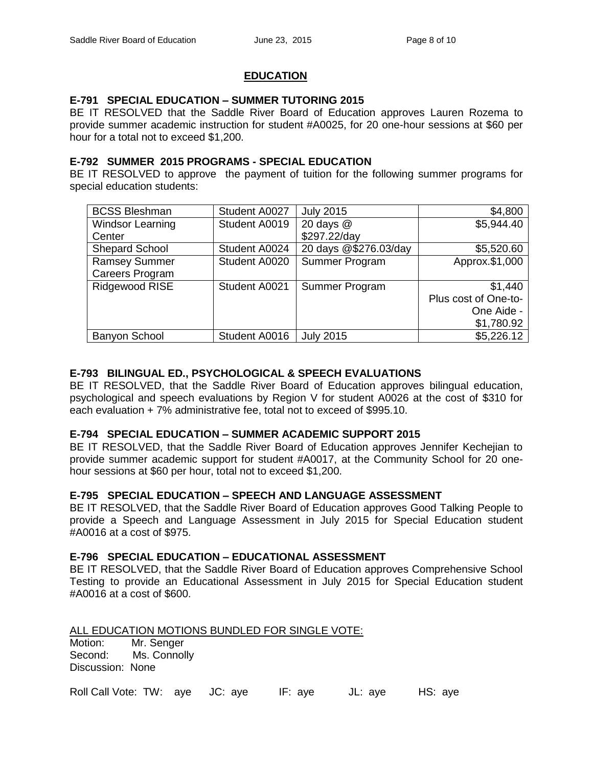## EDUCATION

**E-791 SPECIAL EDUCATION – SUMMER TUTORING 2015**

BE IT RESOLVED that the Saddle River Board of Education approves Lauren Rozema to provide summer academic instruction for student #A0025, for 20 one-hour sessions at $60 per hour for a total not to exceed $1,200.

**E-792 SUMMER 2015 PROGRAMS - SPECIAL EDUCATION**

BE IT RESOLVED to approve the payment of tuition for the following summer programs for special education students:

| | | | |
|---|---|---|---|
| BCSS Bleshman | Student A0027 | July 2015 | $4,800 |
| Windsor Learning Center | Student A0019 | 20 days @ $297.22/day | $5,944.40 |
| Shepard School | Student A0024 | 20 days @$276.03/day | $5,520.60 |
| Ramsey Summer Careers Program | Student A0020 | Summer Program | Approx.$1,000 |
| Ridgewood RISE | Student A0021 | Summer Program | $1,440 Plus cost of One-to-One Aide - $1,780.92 |
| Banyon School | Student A0016 | July 2015 | $5,226.12 |

**E-793 BILINGUAL ED., PSYCHOLOGICAL & SPEECH EVALUATIONS**

BE IT RESOLVED, that the Saddle River Board of Education approves bilingual education, psychological and speech evaluations by Region V for student A0026 at the cost of $310 for each evaluation + 7% administrative fee, total not to exceed of $995.10.

**E-794 SPECIAL EDUCATION – SUMMER ACADEMIC SUPPORT 2015**

BE IT RESOLVED, that the Saddle River Board of Education approves Jennifer Kechejian to provide summer academic support for student #A0017, at the Community School for 20 one-hour sessions at $60 per hour, total not to exceed $1,200.

**E-795 SPECIAL EDUCATION – SPEECH AND LANGUAGE ASSESSMENT**

BE IT RESOLVED, that the Saddle River Board of Education approves Good Talking People to provide a Speech and Language Assessment in July 2015 for Special Education student #A0016 at a cost of $975.

**E-796 SPECIAL EDUCATION – EDUCATIONAL ASSESSMENT**

BE IT RESOLVED, that the Saddle River Board of Education approves Comprehensive School Testing to provide an Educational Assessment in July 2015 for Special Education student #A0016 at a cost of $600.

ALL EDUCATION MOTIONS BUNDLED FOR SINGLE VOTE:

Motion: Mr. Senger
Second: Ms. Connolly
Discussion: None

Roll Call Vote: TW: aye JC: aye IF: aye JL: aye HS: aye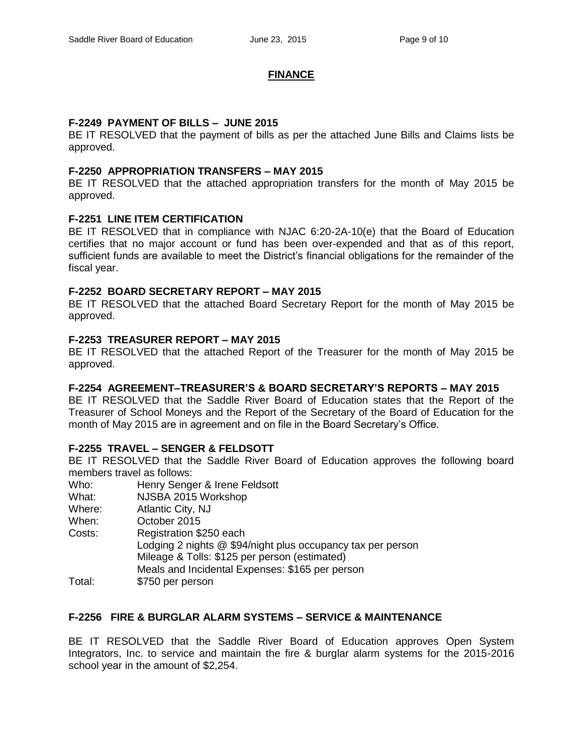## FINANCE

### F-2249 PAYMENT OF BILLS – JUNE 2015

BE IT RESOLVED that the payment of bills as per the attached June Bills and Claims lists be approved.

### F-2250 APPROPRIATION TRANSFERS – MAY 2015

BE IT RESOLVED that the attached appropriation transfers for the month of May 2015 be approved.

### F-2251 LINE ITEM CERTIFICATION

BE IT RESOLVED that in compliance with NJAC 6:20-2A-10(e) that the Board of Education certifies that no major account or fund has been over-expended and that as of this report, sufficient funds are available to meet the District's financial obligations for the remainder of the fiscal year.

### F-2252 BOARD SECRETARY REPORT – MAY 2015

BE IT RESOLVED that the attached Board Secretary Report for the month of May 2015 be approved.

### F-2253 TREASURER REPORT – MAY 2015

BE IT RESOLVED that the attached Report of the Treasurer for the month of May 2015 be approved.

### F-2254 AGREEMENT–TREASURER'S & BOARD SECRETARY'S REPORTS – MAY 2015

BE IT RESOLVED that the Saddle River Board of Education states that the Report of the Treasurer of School Moneys and the Report of the Secretary of the Board of Education for the month of May 2015 are in agreement and on file in the Board Secretary's Office.

### F-2255 TRAVEL – SENGER & FELDSOTT

BE IT RESOLVED that the Saddle River Board of Education approves the following board members travel as follows:

| | |
|---|---|
| Who: | Henry Senger & Irene Feldsott |
| What: | NJSBA 2015 Workshop |
| Where: | Atlantic City, NJ |
| When: | October 2015 |
| Costs: | Registration \$250 each |
| | Lodging 2 nights @ \$94/night plus occupancy tax per person |
| | Mileage & Tolls: \$125 per person (estimated) |
| | Meals and Incidental Expenses: \$165 per person |
| Total: | \$750 per person |

### F-2256 FIRE & BURGLAR ALARM SYSTEMS – SERVICE & MAINTENANCE

BE IT RESOLVED that the Saddle River Board of Education approves Open System Integrators, Inc. to service and maintain the fire & burglar alarm systems for the 2015-2016 school year in the amount of \$2,254.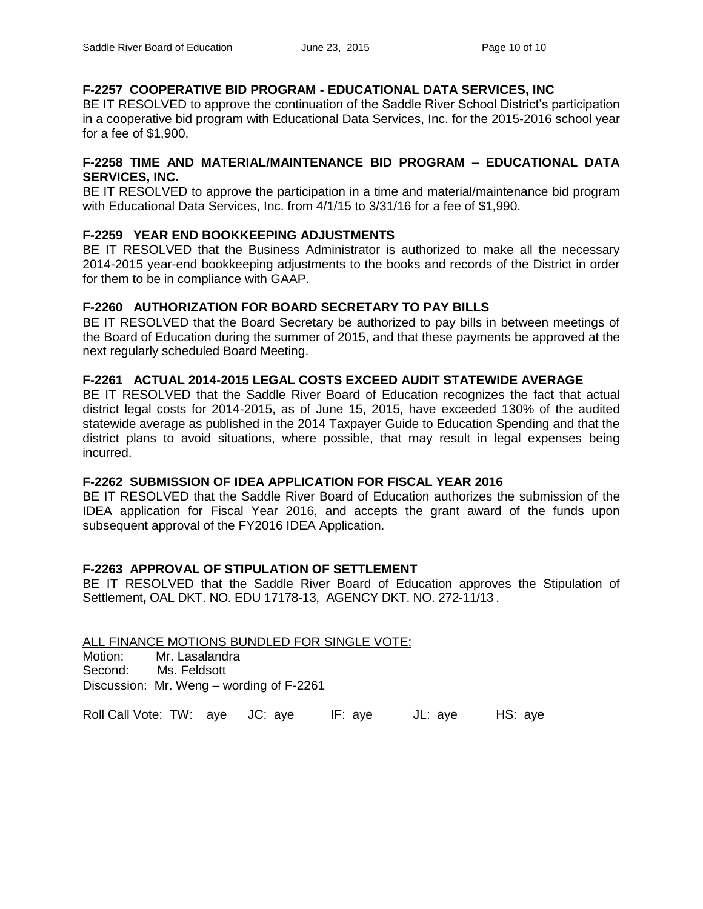**F-2257 COOPERATIVE BID PROGRAM - EDUCATIONAL DATA SERVICES, INC**
BE IT RESOLVED to approve the continuation of the Saddle River School District's participation in a cooperative bid program with Educational Data Services, Inc. for the 2015-2016 school year for a fee of $1,900.

**F-2258 TIME AND MATERIAL/MAINTENANCE BID PROGRAM – EDUCATIONAL DATA SERVICES, INC.**
BE IT RESOLVED to approve the participation in a time and material/maintenance bid program with Educational Data Services, Inc. from 4/1/15 to 3/31/16 for a fee of $1,990.

**F-2259 YEAR END BOOKKEEPING ADJUSTMENTS**
BE IT RESOLVED that the Business Administrator is authorized to make all the necessary 2014-2015 year-end bookkeeping adjustments to the books and records of the District in order for them to be in compliance with GAAP.

**F-2260 AUTHORIZATION FOR BOARD SECRETARY TO PAY BILLS**
BE IT RESOLVED that the Board Secretary be authorized to pay bills in between meetings of the Board of Education during the summer of 2015, and that these payments be approved at the next regularly scheduled Board Meeting.

**F-2261 ACTUAL 2014-2015 LEGAL COSTS EXCEED AUDIT STATEWIDE AVERAGE**
BE IT RESOLVED that the Saddle River Board of Education recognizes the fact that actual district legal costs for 2014-2015, as of June 15, 2015, have exceeded 130% of the audited statewide average as published in the 2014 Taxpayer Guide to Education Spending and that the district plans to avoid situations, where possible, that may result in legal expenses being incurred.

**F-2262 SUBMISSION OF IDEA APPLICATION FOR FISCAL YEAR 2016**
BE IT RESOLVED that the Saddle River Board of Education authorizes the submission of the IDEA application for Fiscal Year 2016, and accepts the grant award of the funds upon subsequent approval of the FY2016 IDEA Application.

**F-2263 APPROVAL OF STIPULATION OF SETTLEMENT**
BE IT RESOLVED that the Saddle River Board of Education approves the Stipulation of Settlement**,** OAL DKT. NO. EDU 17178-13, AGENCY DKT. NO. 272-11/13 .

<u>ALL FINANCE MOTIONS BUNDLED FOR SINGLE VOTE:</u>
Motion: Mr. Lasalandra
Second: Ms. Feldsott
Discussion: Mr. Weng – wording of F-2261

Roll Call Vote: TW: aye JC: aye IF: aye JL: aye HS: aye